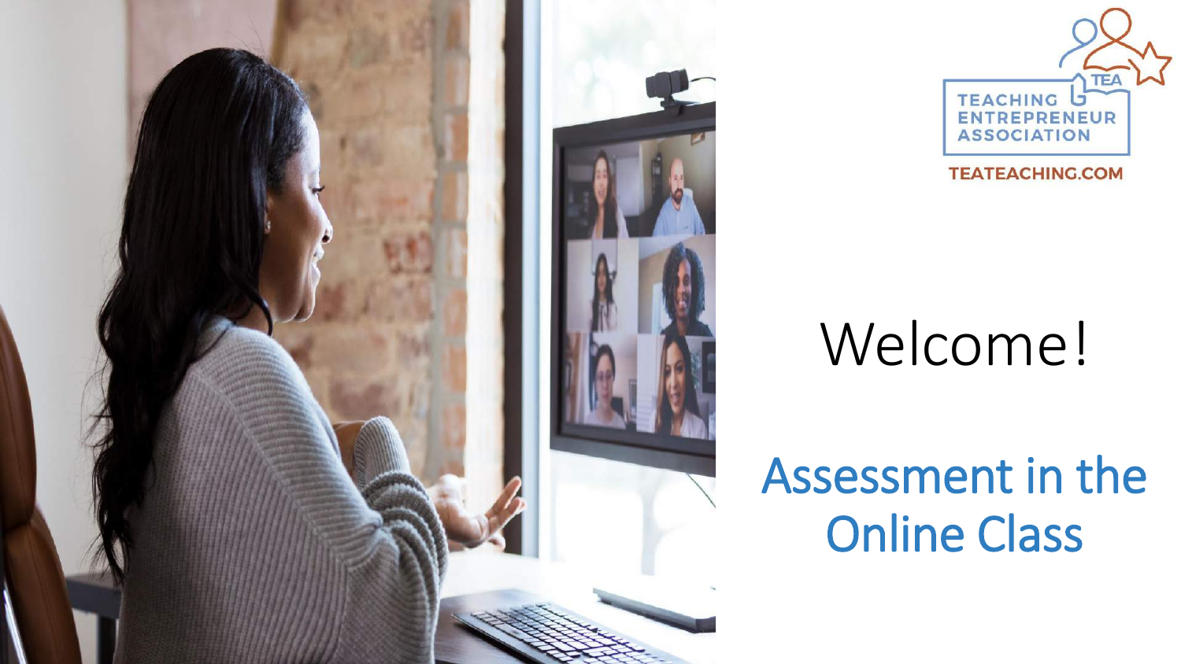TEACHING ENTREPRENEUR ASSOCIATION

TEATEACHING.COM

# Welcome!

## Assessment in the Online Class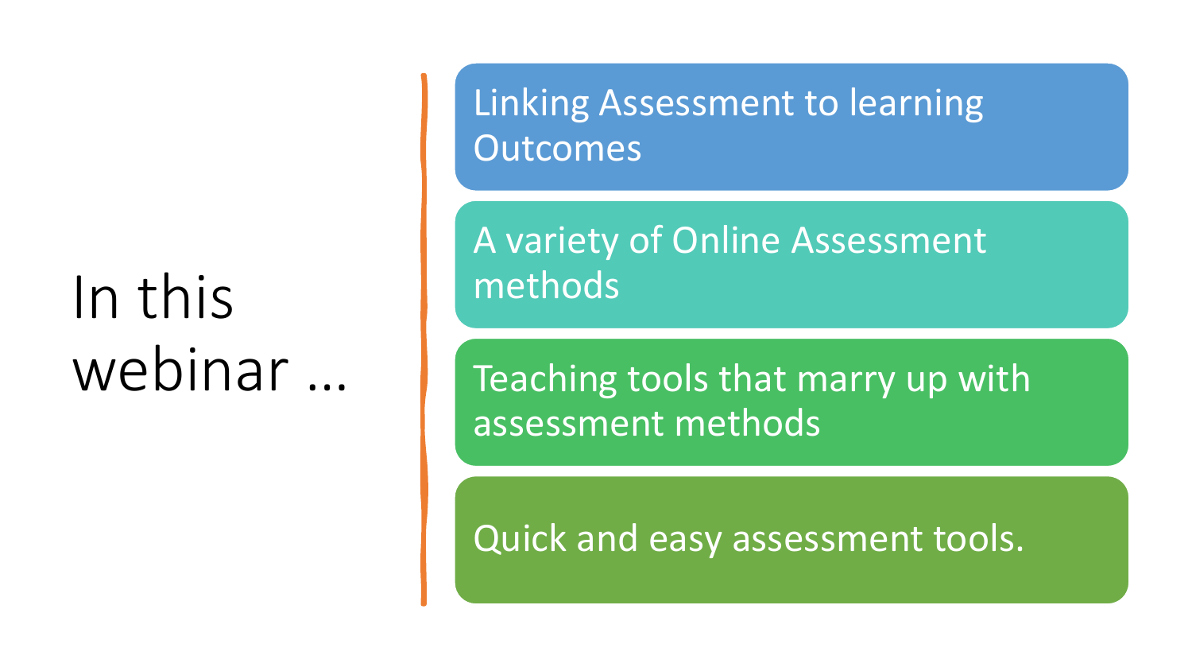# In this webinar …

- Linking Assessment to learning Outcomes
- A variety of Online Assessment methods
- Teaching tools that marry up with assessment methods
- Quick and easy assessment tools.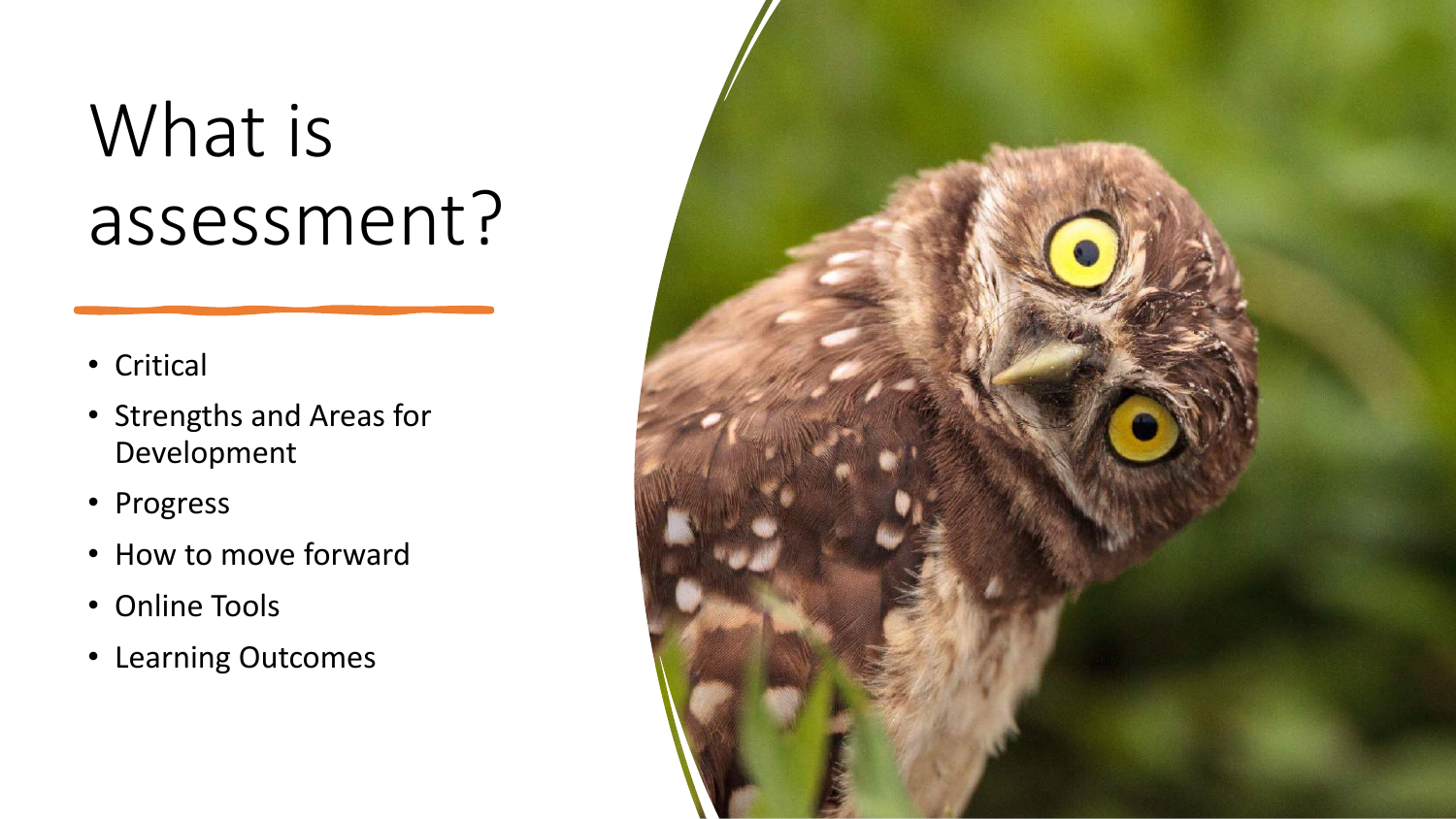# What is assessment?

- Critical
- Strengths and Areas for Development
- Progress
- How to move forward
- Online Tools
- Learning Outcomes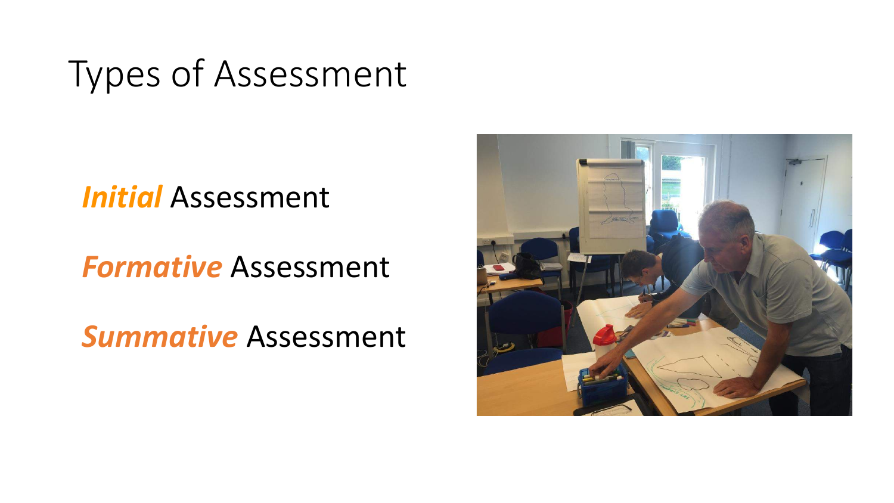# Types of Assessment

***Initial*** Assessment

***Formative*** Assessment

***Summative*** Assessment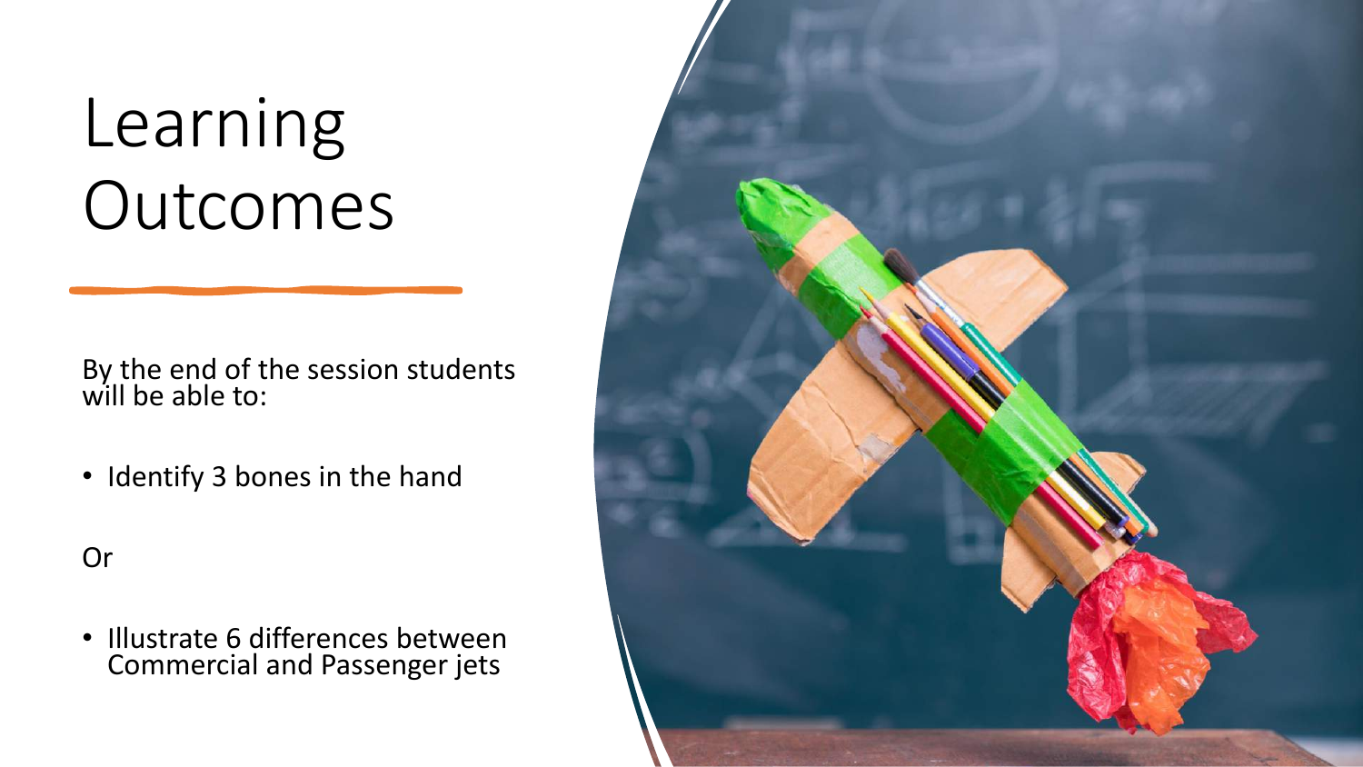# Learning Outcomes

By the end of the session students will be able to:

- Identify 3 bones in the hand

Or

- Illustrate 6 differences between Commercial and Passenger jets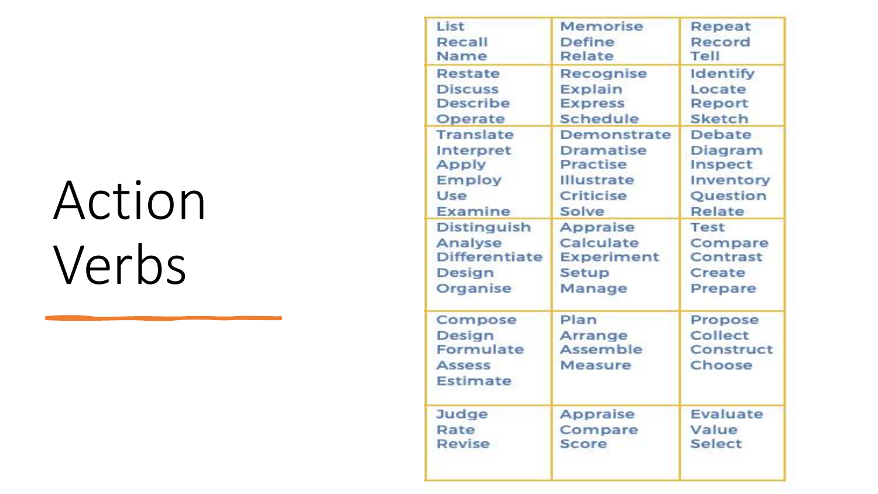# Action Verbs

| | | |
|---|---|---|
| List<br>Recall<br>Name | Memorise<br>Define<br>Relate | Repeat<br>Record<br>Tell |
| Restate<br>Discuss<br>Describe<br>Operate | Recognise<br>Explain<br>Express<br>Schedule | Identify<br>Locate<br>Report<br>Sketch |
| Translate<br>Interpret<br>Apply<br>Employ<br>Use<br>Examine | Demonstrate<br>Dramatise<br>Practise<br>Illustrate<br>Criticise<br>Solve | Debate<br>Diagram<br>Inspect<br>Inventory<br>Question<br>Relate |
| Distinguish<br>Analyse<br>Differentiate<br>Design<br>Organise | Appraise<br>Calculate<br>Experiment<br>Setup<br>Manage | Test<br>Compare<br>Contrast<br>Create<br>Prepare |
| Compose<br>Design<br>Formulate<br>Assess<br>Estimate | Plan<br>Arrange<br>Assemble<br>Measure | Propose<br>Collect<br>Construct<br>Choose |
| Judge<br>Rate<br>Revise | Appraise<br>Compare<br>Score | Evaluate<br>Value<br>Select |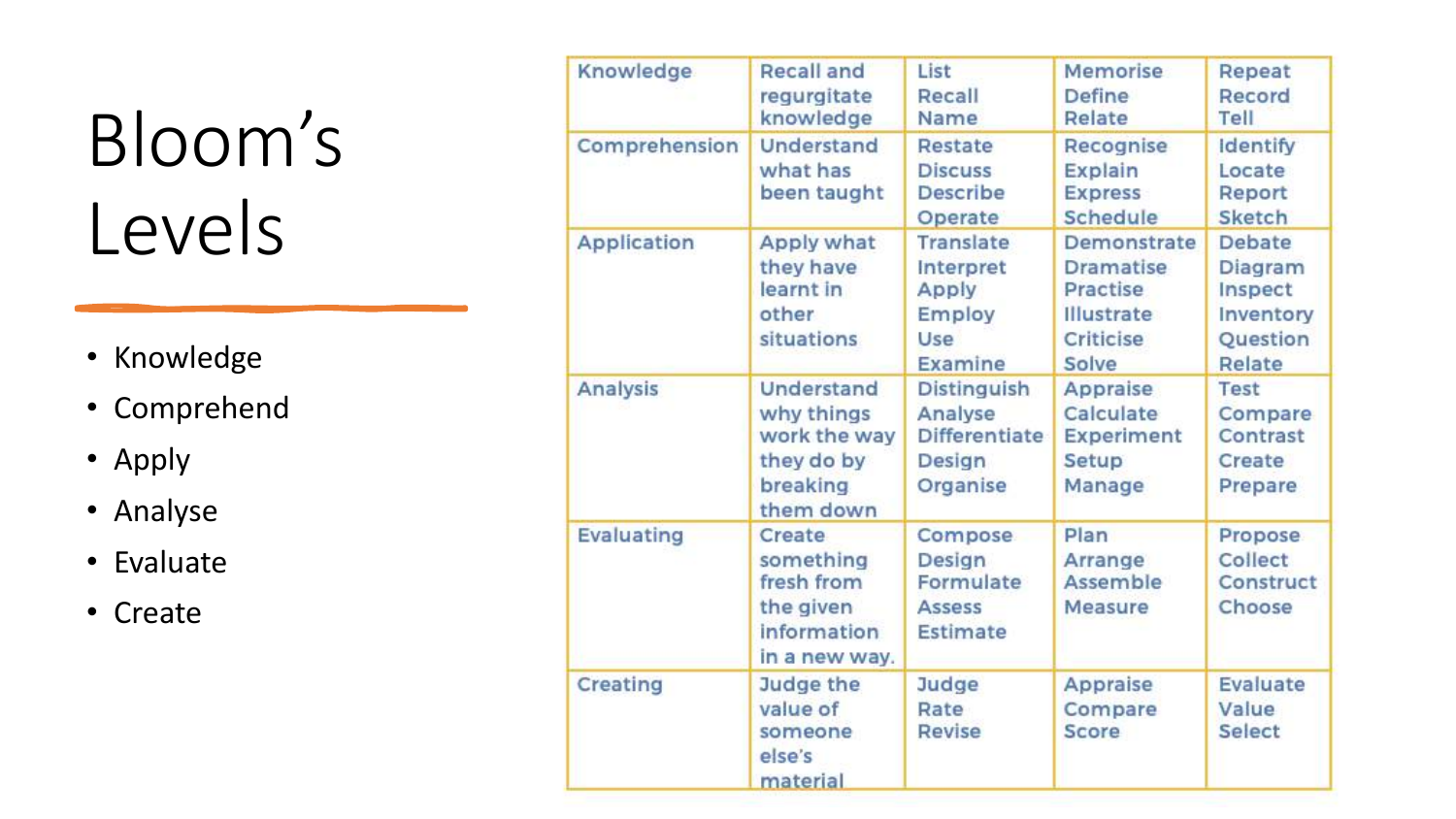# Bloom's Levels

- Knowledge
- Comprehend
- Apply
- Analyse
- Evaluate
- Create

| Knowledge | Recall and regurgitate knowledge | List<br>Recall<br>Name | Memorise<br>Define<br>Relate | Repeat<br>Record<br>Tell |
|---|---|---|---|---|
| Comprehension | Understand what has been taught | Restate<br>Discuss<br>Describe<br>Operate | Recognise<br>Explain<br>Express<br>Schedule | Identify<br>Locate<br>Report<br>Sketch |
| Application | Apply what they have learnt in other situations | Translate<br>Interpret<br>Apply<br>Employ<br>Use<br>Examine | Demonstrate<br>Dramatise<br>Practise<br>Illustrate<br>Criticise<br>Solve | Debate<br>Diagram<br>Inspect<br>Inventory<br>Question<br>Relate |
| Analysis | Understand why things work the way they do by breaking them down | Distinguish<br>Analyse<br>Differentiate<br>Design<br>Organise | Appraise<br>Calculate<br>Experiment<br>Setup<br>Manage | Test<br>Compare<br>Contrast<br>Create<br>Prepare |
| Evaluating | Create something fresh from the given information in a new way. | Compose<br>Design<br>Formulate<br>Assess<br>Estimate | Plan<br>Arrange<br>Assemble<br>Measure | Propose<br>Collect<br>Construct<br>Choose |
| Creating | Judge the value of someone else's material | Judge<br>Rate<br>Revise | Appraise<br>Compare<br>Score | Evaluate<br>Value<br>Select |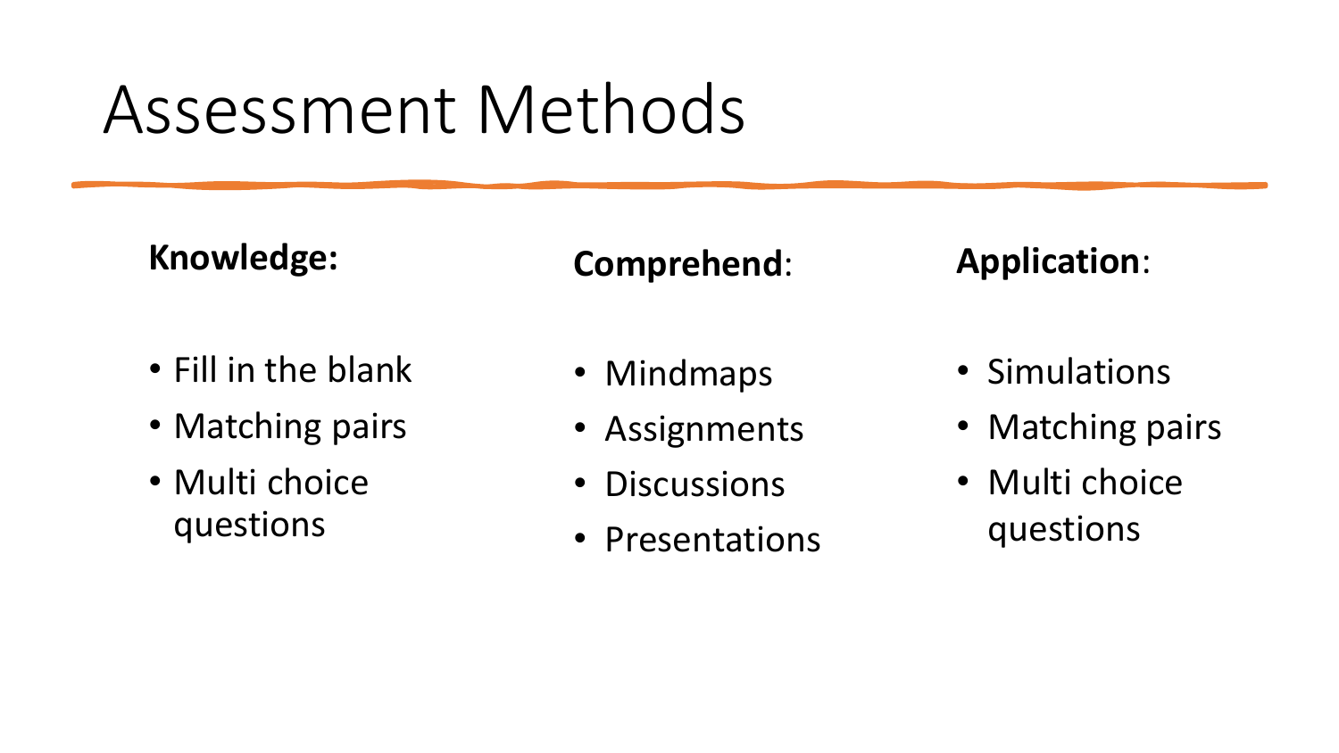# Assessment Methods

**Knowledge:**

- Fill in the blank
- Matching pairs
- Multi choice questions

**Comprehend**:

- Mindmaps
- Assignments
- Discussions
- Presentations

**Application**:

- Simulations
- Matching pairs
- Multi choice questions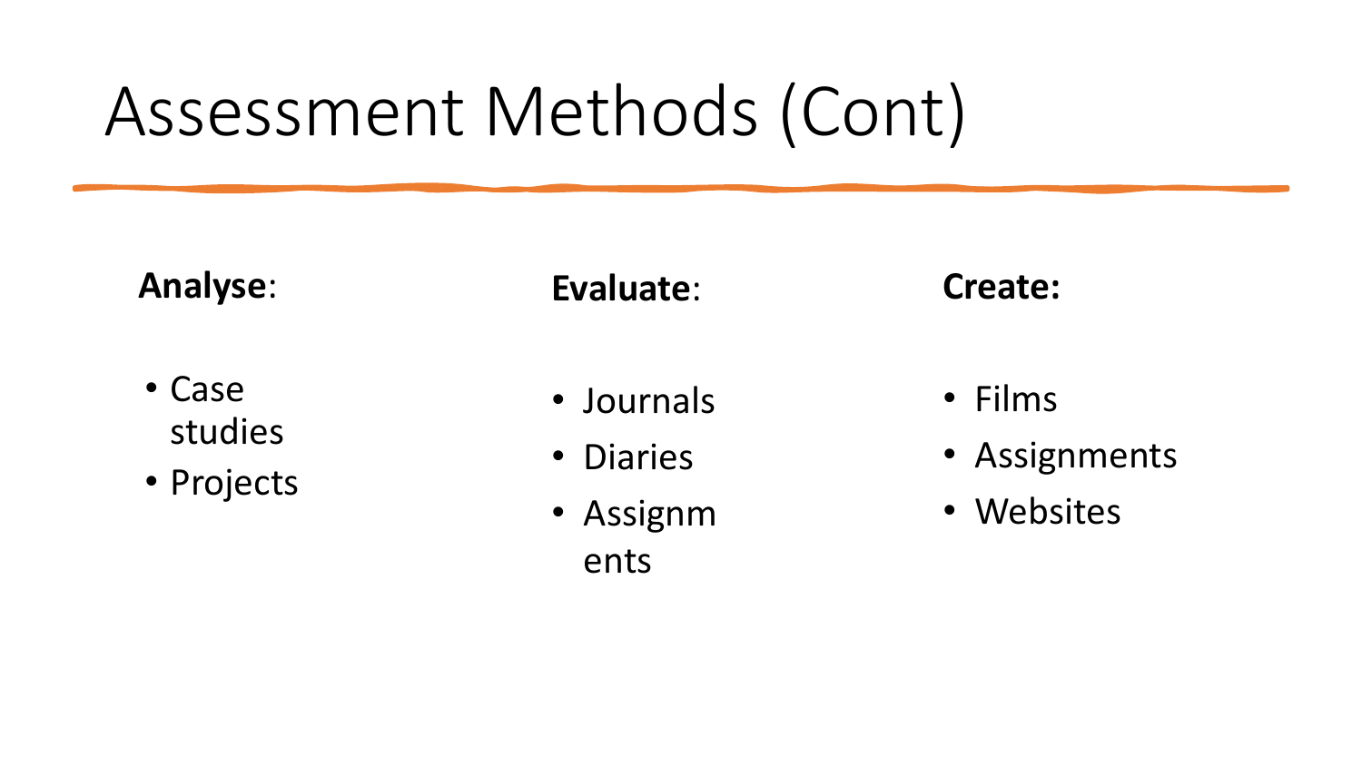# Assessment Methods (Cont)

**Analyse**:

- Case studies
- Projects

**Evaluate**:

- Journals
- Diaries
- Assignments

**Create:**

- Films
- Assignments
- Websites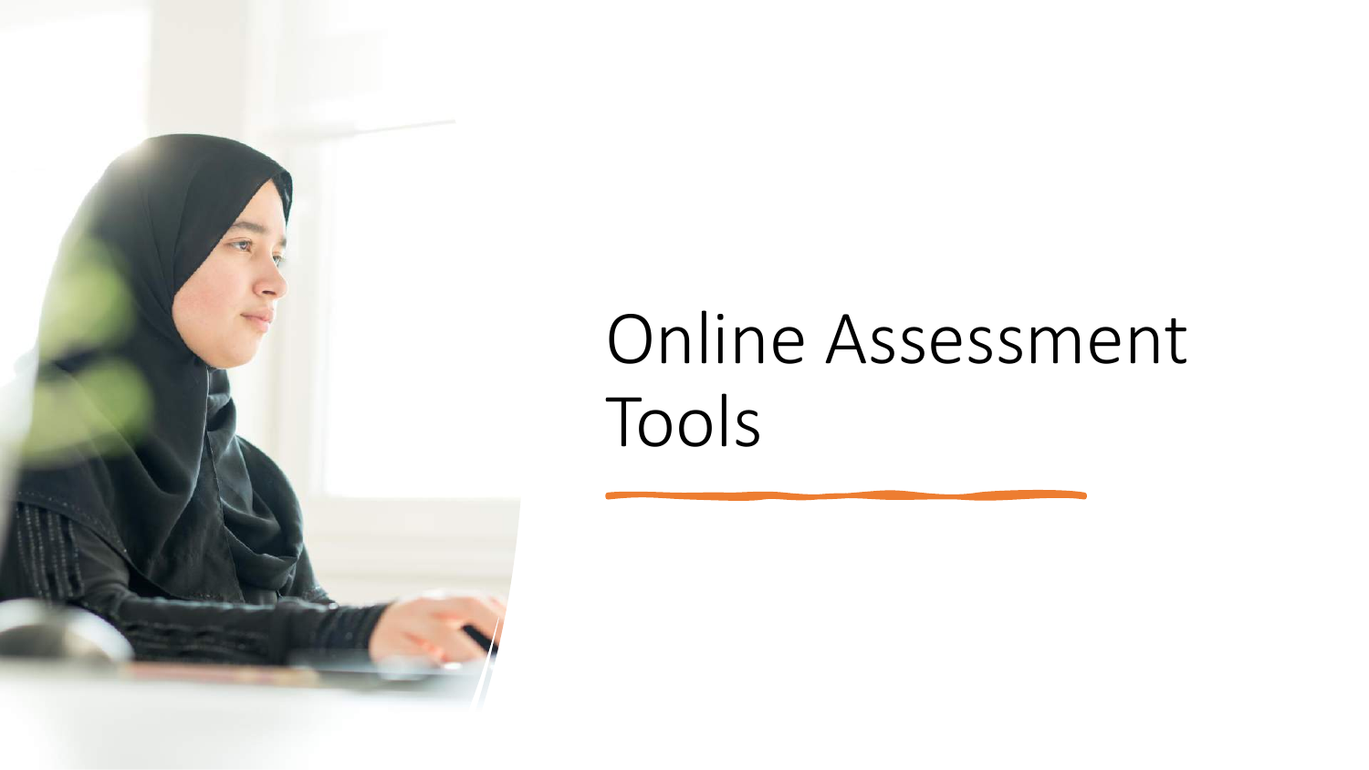# Online Assessment Tools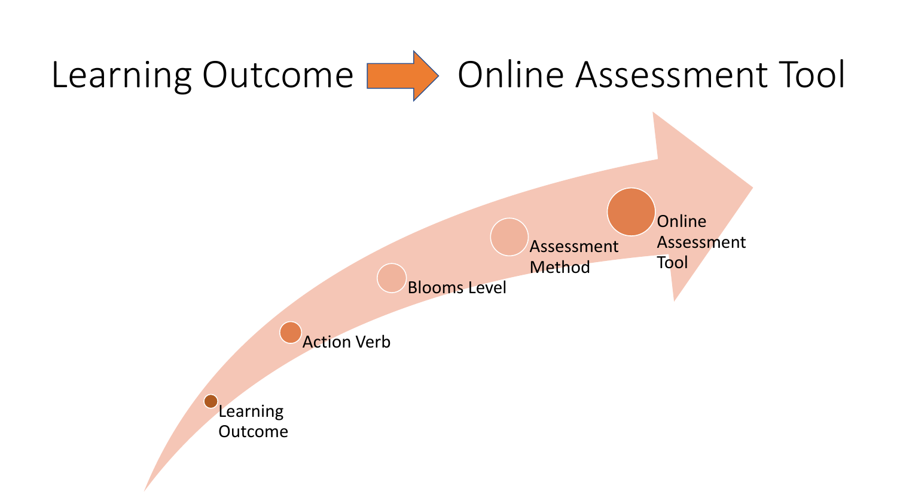# Learning Outcome → Online Assessment Tool

- Learning Outcome
- Action Verb
- Blooms Level
- Assessment Method
- Online Assessment Tool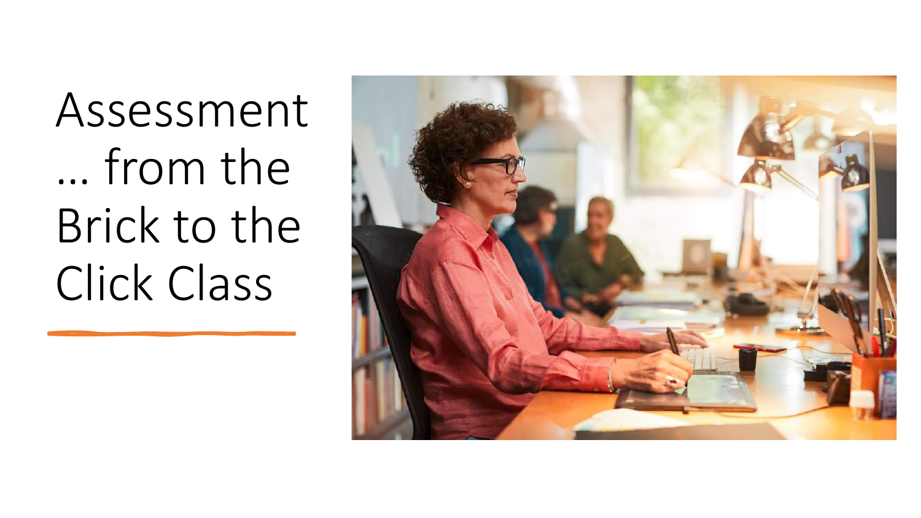# Assessment … from the Brick to the Click Class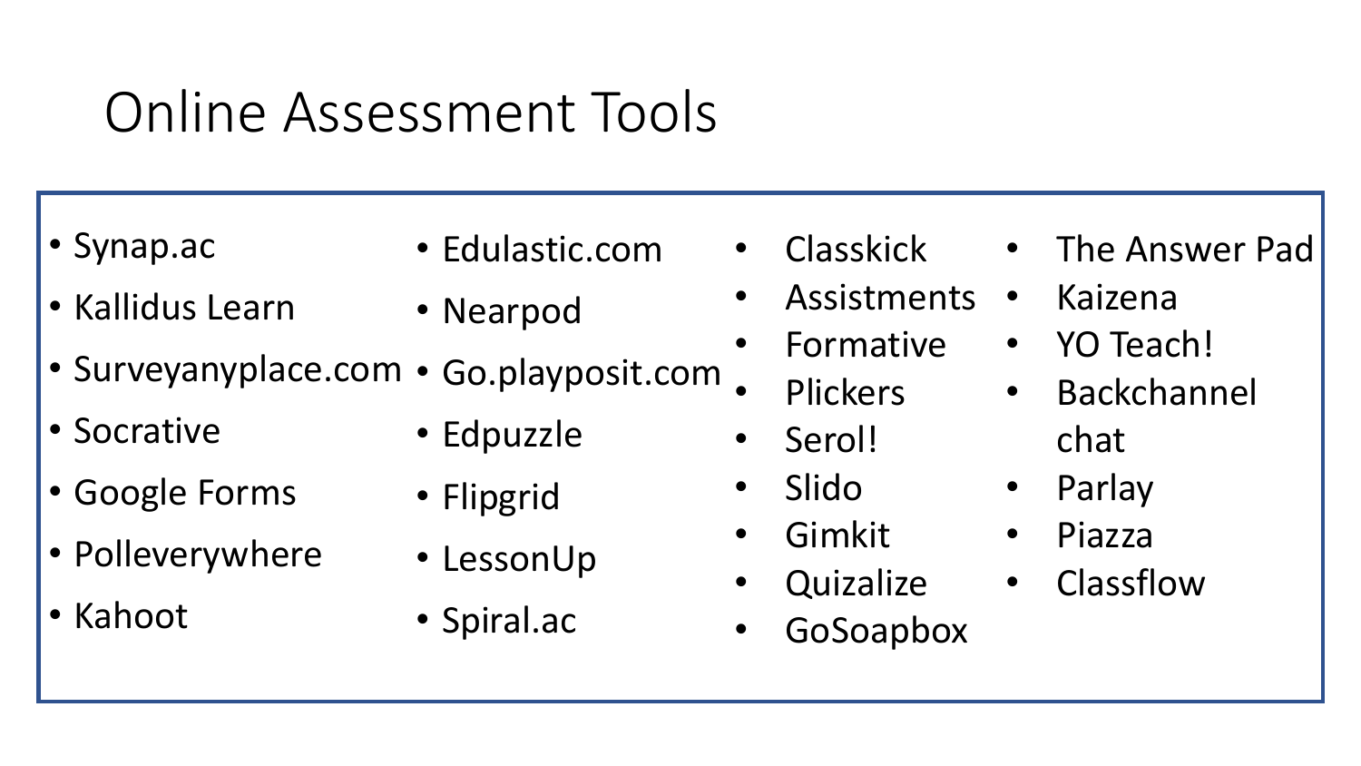# Online Assessment Tools

- Synap.ac
- Kallidus Learn
- Surveyanyplace.com
- Socrative
- Google Forms
- Polleverywhere
- Kahoot
- Edulastic.com
- Nearpod
- Go.playposit.com
- Edpuzzle
- Flipgrid
- LessonUp
- Spiral.ac
- Classkick
- Assistments
- Formative
- Plickers
- Serol!
- Slido
- Gimkit
- Quizalize
- GoSoapbox
- The Answer Pad
- Kaizena
- YO Teach!
- Backchannel chat
- Parlay
- Piazza
- Classflow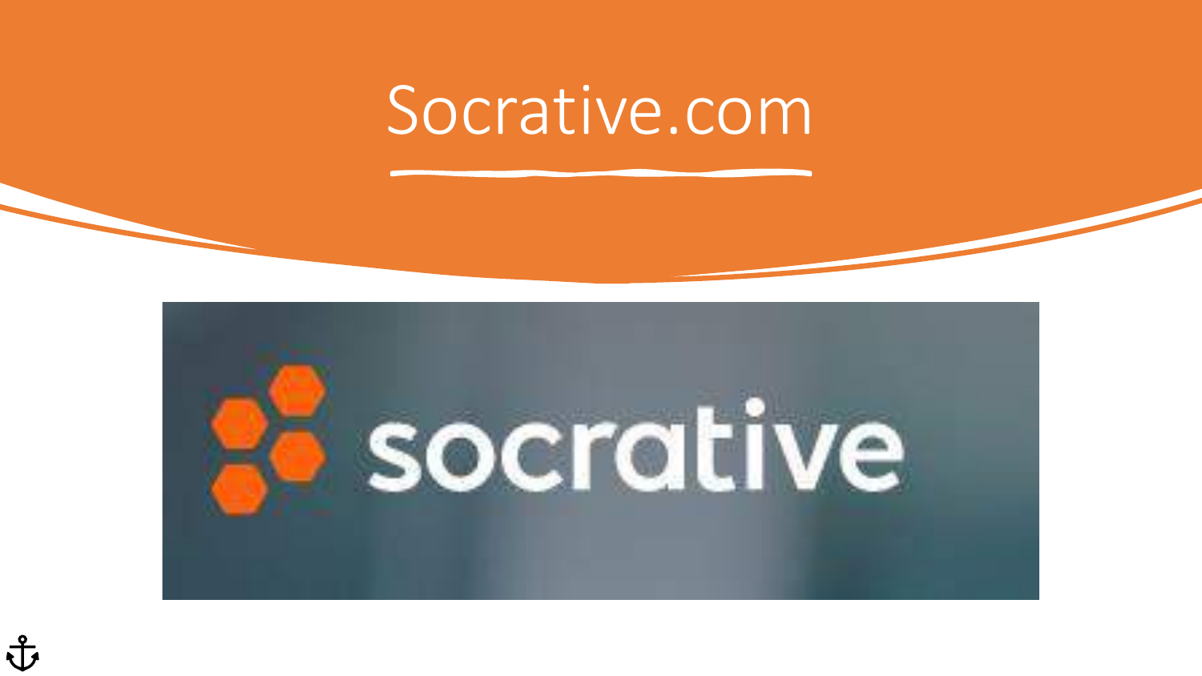# Socrative.com

socrative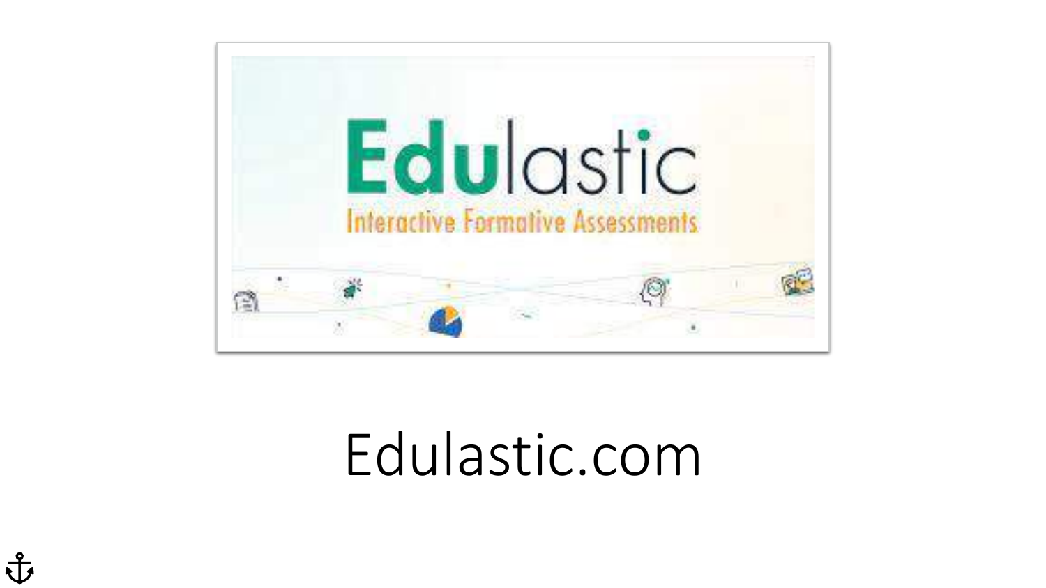Edulastic

Interactive Formative Assessments

Edulastic.com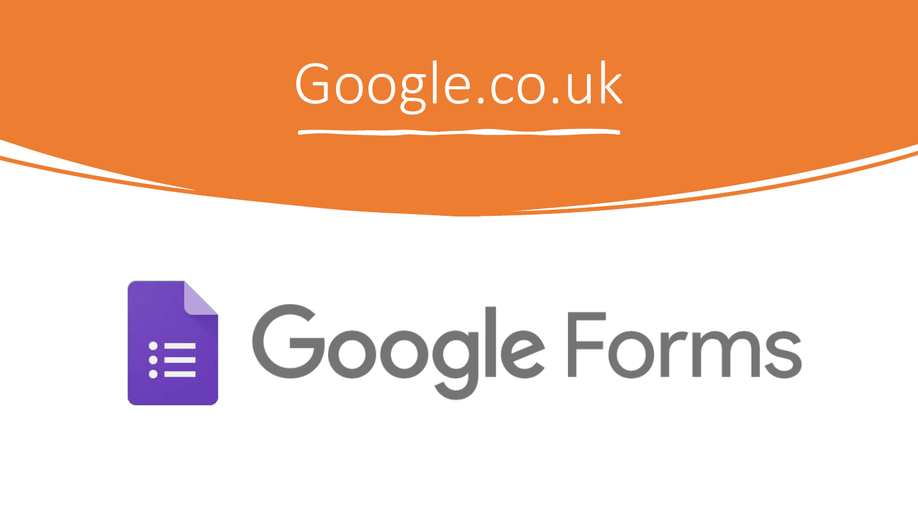# Google.co.uk

Google Forms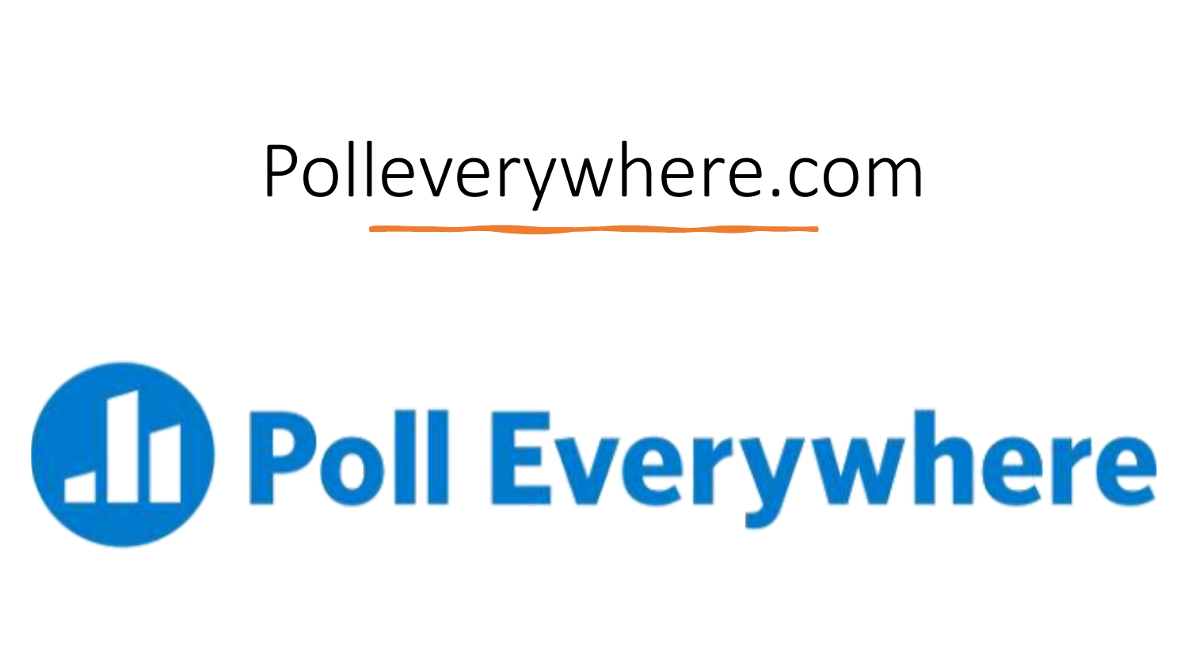# Polleverywhere.com

Poll Everywhere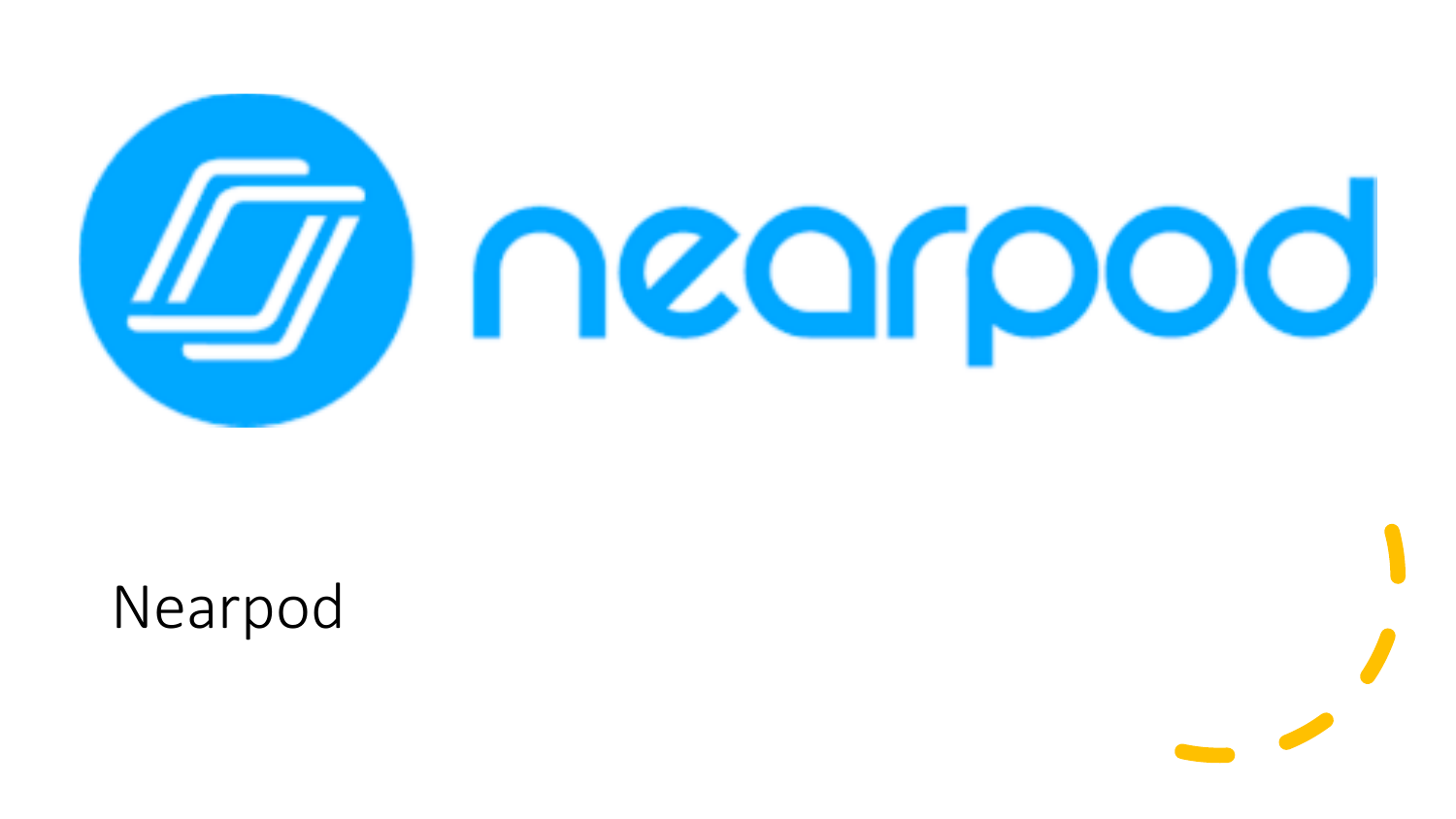Nearpod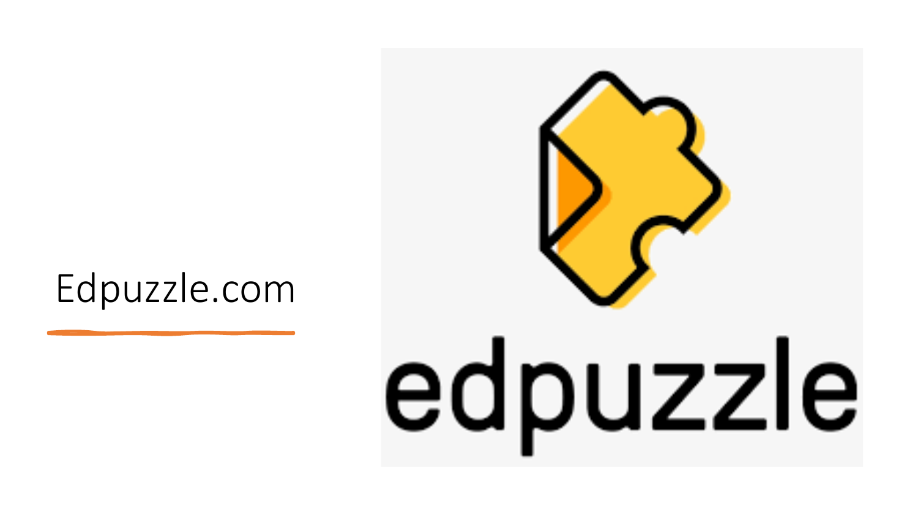# Edpuzzle.com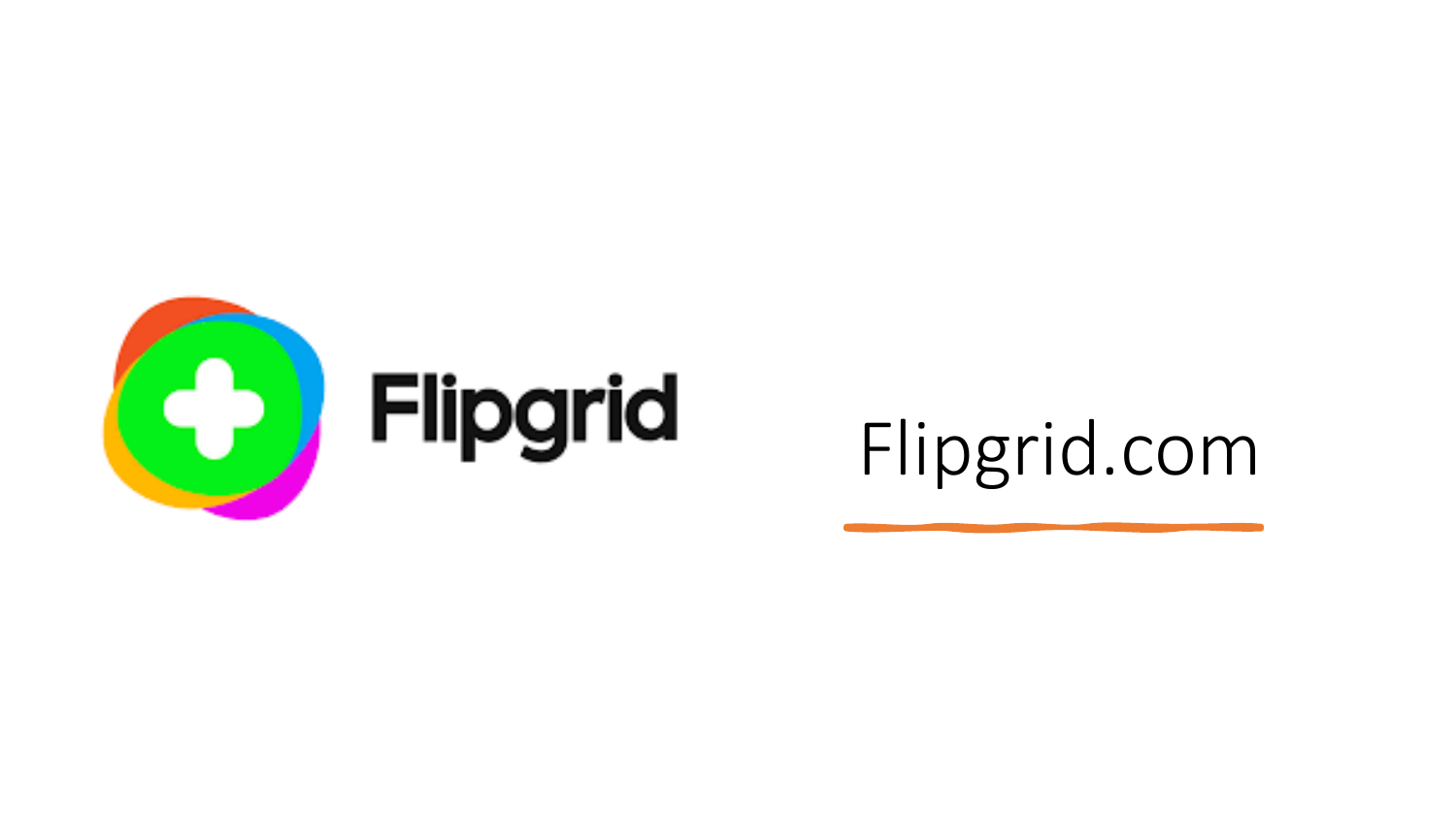Flipgrid

Flipgrid.com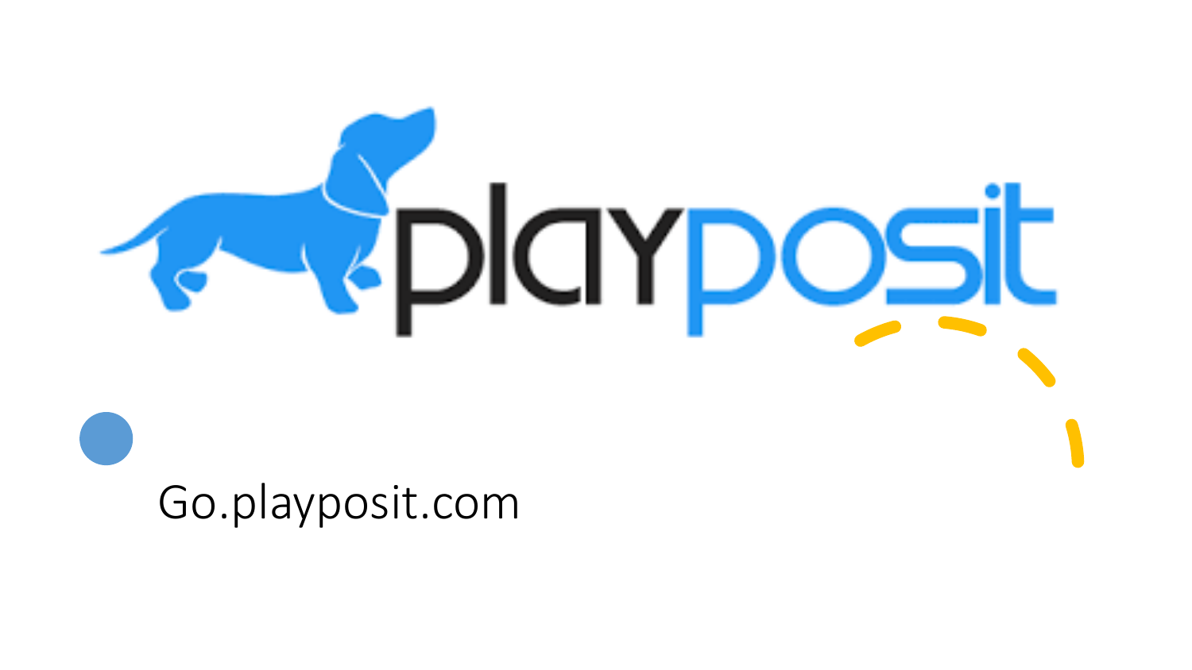playposit

- Go.playposit.com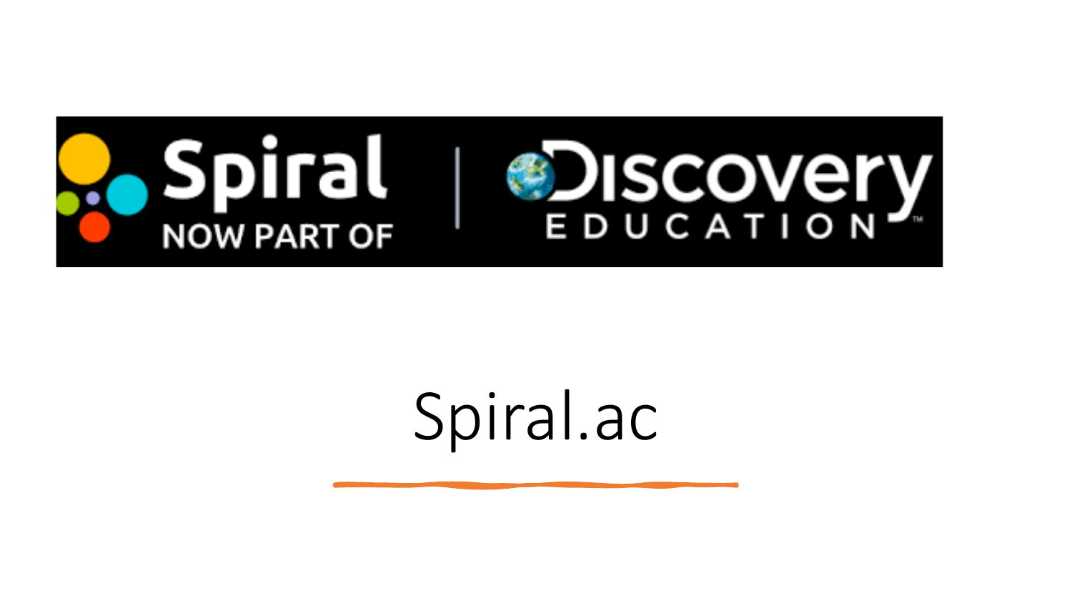Spiral

NOW PART OF

Discovery

EDUCATION

# Spiral.ac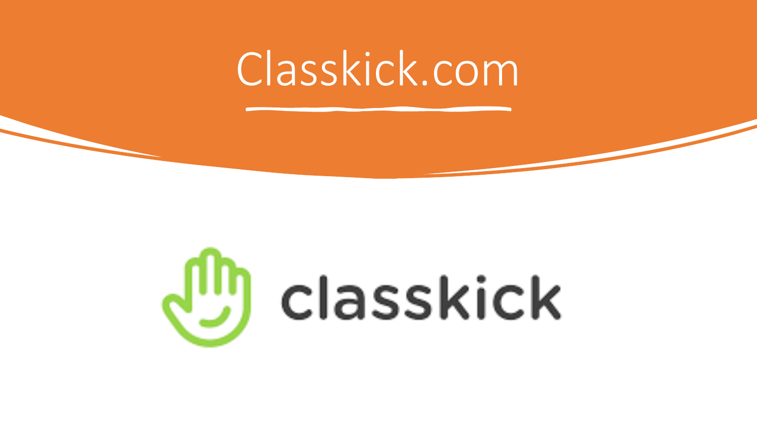# Classkick.com

classkick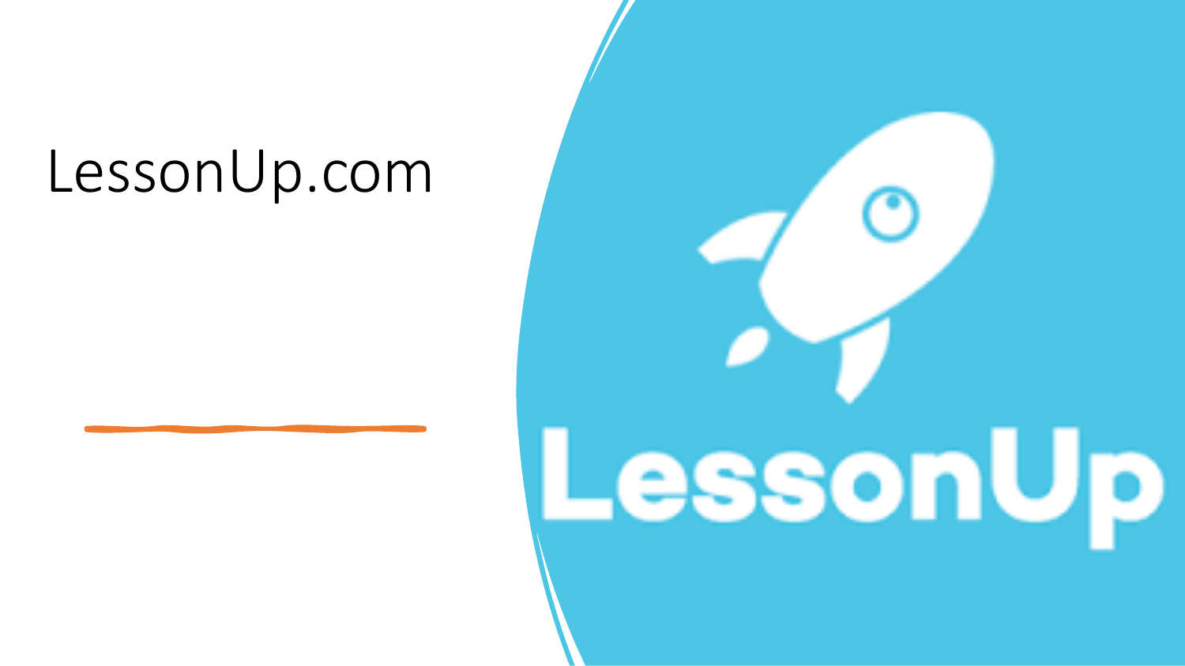# LessonUp.com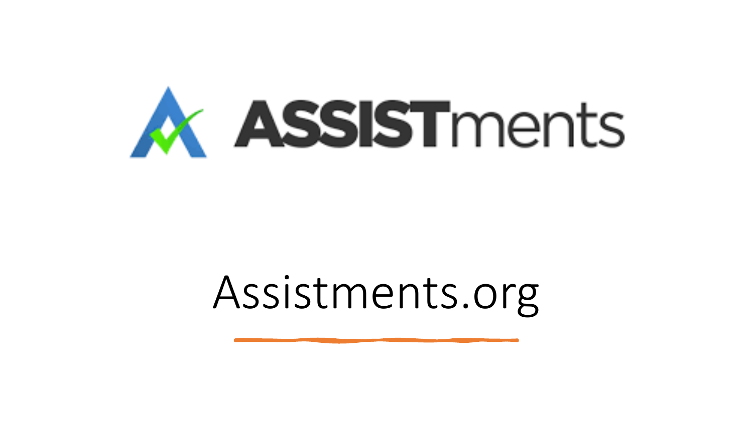# ASSISTments

Assistments.org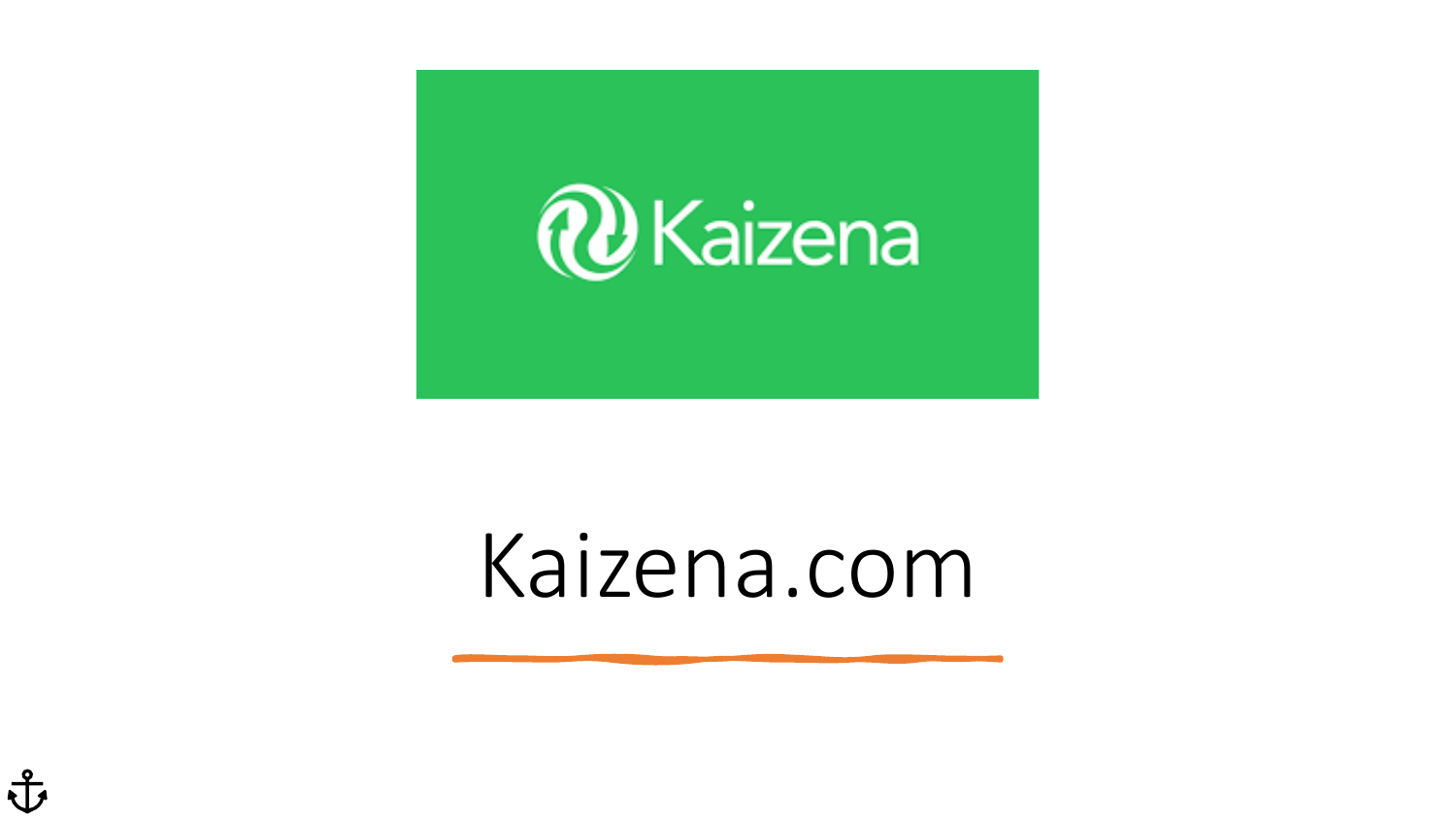Kaizena

Kaizena.com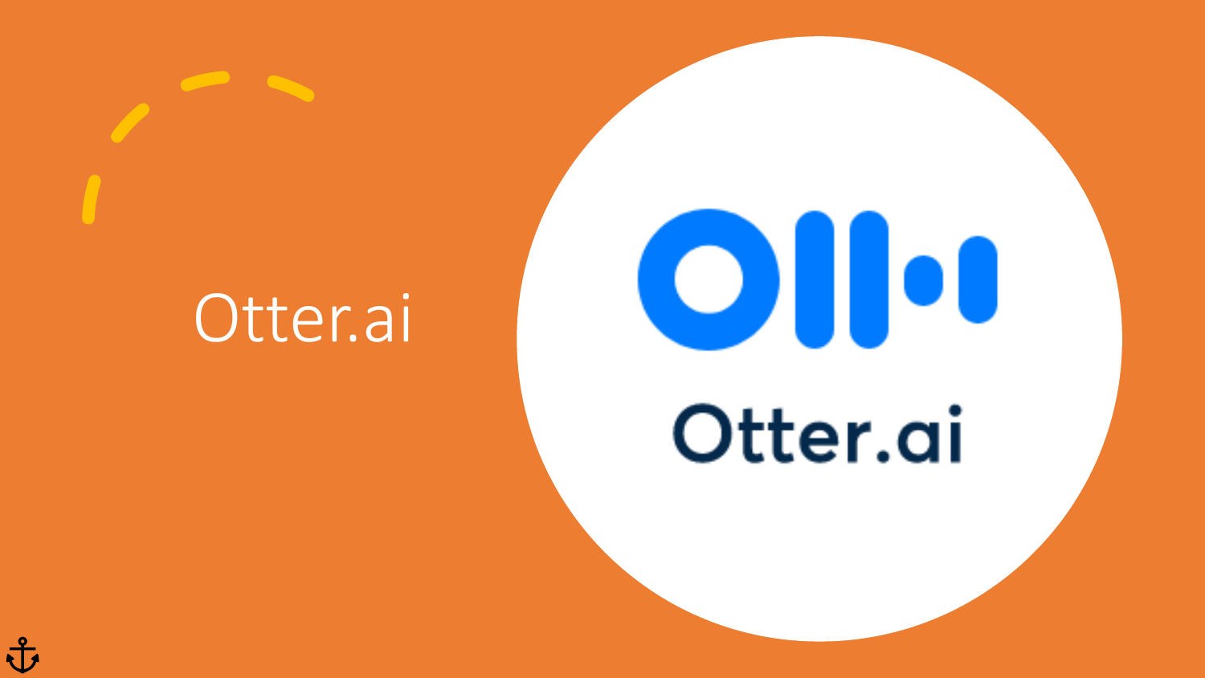# Otter.ai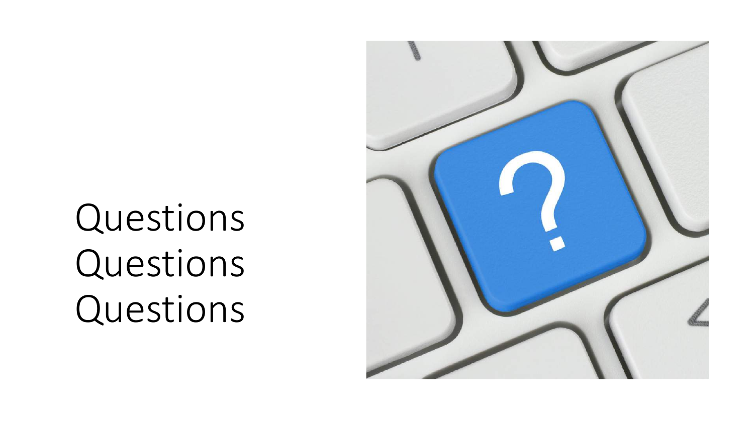Questions
Questions
Questions